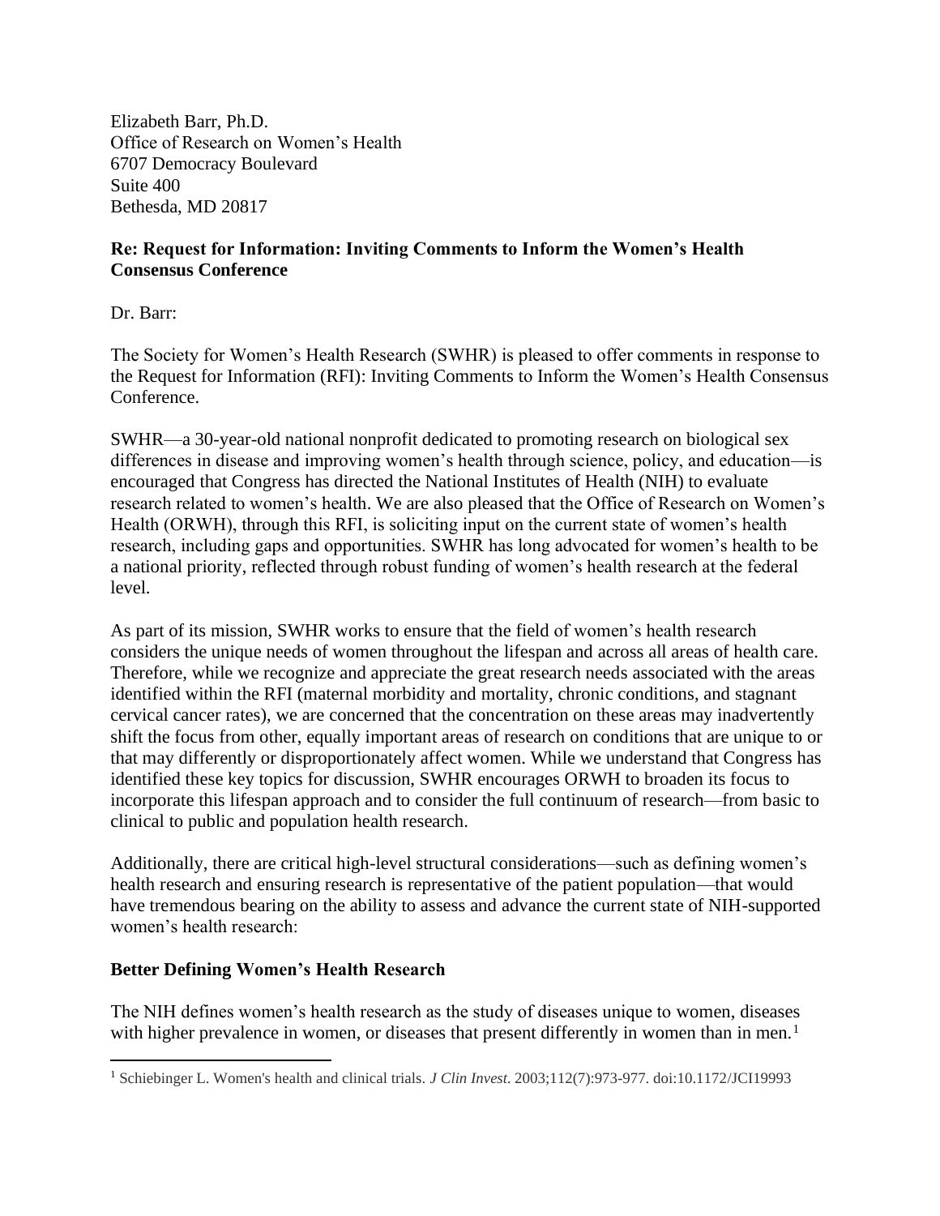Elizabeth Barr, Ph.D.
Office of Research on Women's Health
6707 Democracy Boulevard
Suite 400
Bethesda, MD 20817

**Re: Request for Information: Inviting Comments to Inform the Women's Health Consensus Conference**

Dr. Barr:

The Society for Women's Health Research (SWHR) is pleased to offer comments in response to the Request for Information (RFI): Inviting Comments to Inform the Women's Health Consensus Conference.

SWHR—a 30-year-old national nonprofit dedicated to promoting research on biological sex differences in disease and improving women's health through science, policy, and education—is encouraged that Congress has directed the National Institutes of Health (NIH) to evaluate research related to women's health. We are also pleased that the Office of Research on Women's Health (ORWH), through this RFI, is soliciting input on the current state of women's health research, including gaps and opportunities. SWHR has long advocated for women's health to be a national priority, reflected through robust funding of women's health research at the federal level.

As part of its mission, SWHR works to ensure that the field of women's health research considers the unique needs of women throughout the lifespan and across all areas of health care. Therefore, while we recognize and appreciate the great research needs associated with the areas identified within the RFI (maternal morbidity and mortality, chronic conditions, and stagnant cervical cancer rates), we are concerned that the concentration on these areas may inadvertently shift the focus from other, equally important areas of research on conditions that are unique to or that may differently or disproportionately affect women. While we understand that Congress has identified these key topics for discussion, SWHR encourages ORWH to broaden its focus to incorporate this lifespan approach and to consider the full continuum of research—from basic to clinical to public and population health research.

Additionally, there are critical high-level structural considerations—such as defining women's health research and ensuring research is representative of the patient population—that would have tremendous bearing on the ability to assess and advance the current state of NIH-supported women's health research:

## Better Defining Women's Health Research

The NIH defines women's health research as the study of diseases unique to women, diseases with higher prevalence in women, or diseases that present differently in women than in men.[1]

[1] Schiebinger L. Women's health and clinical trials. *J Clin Invest.* 2003;112(7):973-977. doi:10.1172/JCI19993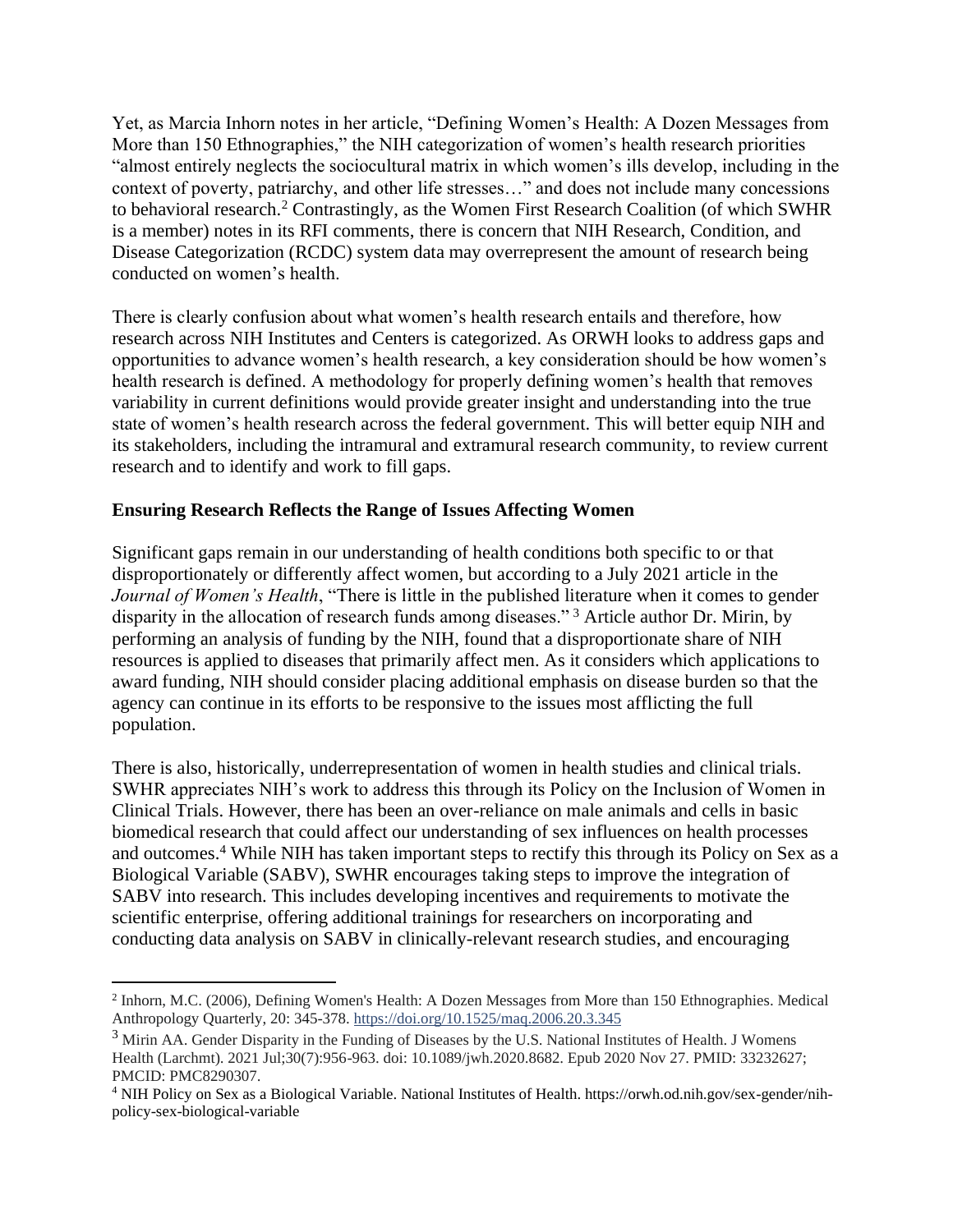Yet, as Marcia Inhorn notes in her article, "Defining Women's Health: A Dozen Messages from More than 150 Ethnographies," the NIH categorization of women's health research priorities "almost entirely neglects the sociocultural matrix in which women's ills develop, including in the context of poverty, patriarchy, and other life stresses…" and does not include many concessions to behavioral research.[2] Contrastingly, as the Women First Research Coalition (of which SWHR is a member) notes in its RFI comments, there is concern that NIH Research, Condition, and Disease Categorization (RCDC) system data may overrepresent the amount of research being conducted on women's health.

There is clearly confusion about what women's health research entails and therefore, how research across NIH Institutes and Centers is categorized. As ORWH looks to address gaps and opportunities to advance women's health research, a key consideration should be how women's health research is defined. A methodology for properly defining women's health that removes variability in current definitions would provide greater insight and understanding into the true state of women's health research across the federal government. This will better equip NIH and its stakeholders, including the intramural and extramural research community, to review current research and to identify and work to fill gaps.

**Ensuring Research Reflects the Range of Issues Affecting Women**

Significant gaps remain in our understanding of health conditions both specific to or that disproportionately or differently affect women, but according to a July 2021 article in the *Journal of Women's Health*, "There is little in the published literature when it comes to gender disparity in the allocation of research funds among diseases." [3] Article author Dr. Mirin, by performing an analysis of funding by the NIH, found that a disproportionate share of NIH resources is applied to diseases that primarily affect men. As it considers which applications to award funding, NIH should consider placing additional emphasis on disease burden so that the agency can continue in its efforts to be responsive to the issues most afflicting the full population.

There is also, historically, underrepresentation of women in health studies and clinical trials. SWHR appreciates NIH's work to address this through its Policy on the Inclusion of Women in Clinical Trials. However, there has been an over-reliance on male animals and cells in basic biomedical research that could affect our understanding of sex influences on health processes and outcomes.[4] While NIH has taken important steps to rectify this through its Policy on Sex as a Biological Variable (SABV), SWHR encourages taking steps to improve the integration of SABV into research. This includes developing incentives and requirements to motivate the scientific enterprise, offering additional trainings for researchers on incorporating and conducting data analysis on SABV in clinically-relevant research studies, and encouraging

---

[2] Inhorn, M.C. (2006), Defining Women's Health: A Dozen Messages from More than 150 Ethnographies. Medical Anthropology Quarterly, 20: 345-378. https://doi.org/10.1525/maq.2006.20.3.345

[3] Mirin AA. Gender Disparity in the Funding of Diseases by the U.S. National Institutes of Health. J Womens Health (Larchmt). 2021 Jul;30(7):956-963. doi: 10.1089/jwh.2020.8682. Epub 2020 Nov 27. PMID: 33232627; PMCID: PMC8290307.

[4] NIH Policy on Sex as a Biological Variable. National Institutes of Health. https://orwh.od.nih.gov/sex-gender/nih-policy-sex-biological-variable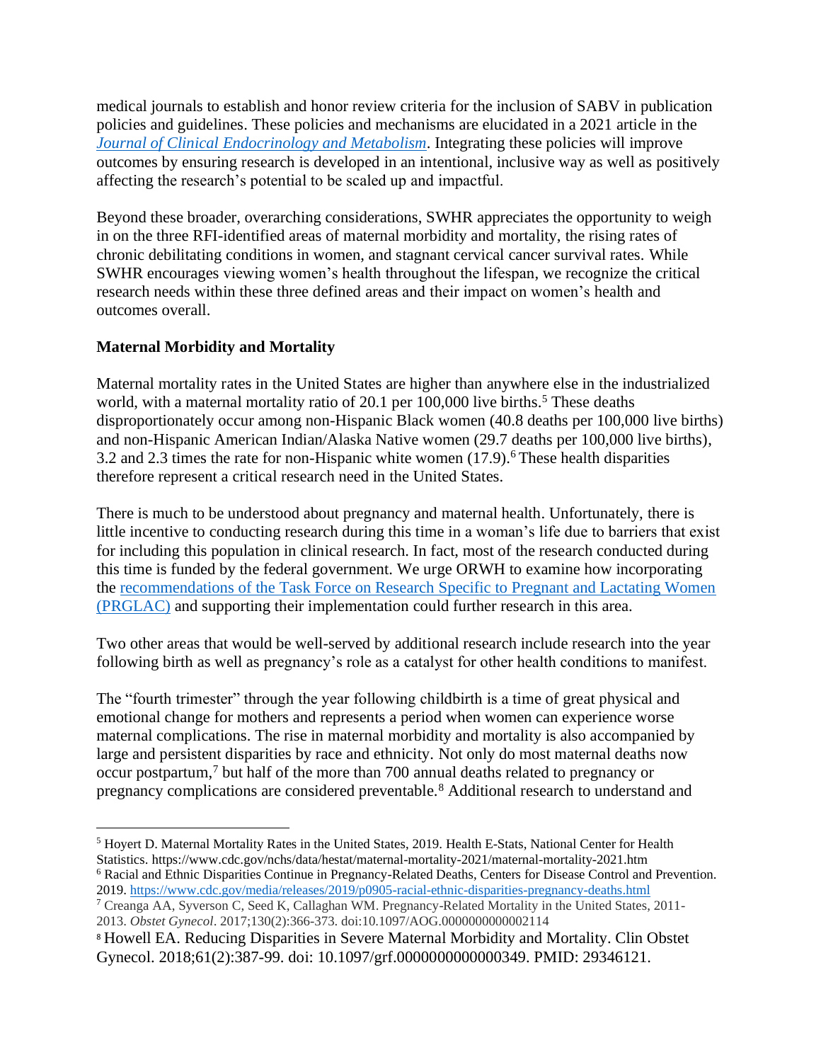medical journals to establish and honor review criteria for the inclusion of SABV in publication policies and guidelines. These policies and mechanisms are elucidated in a 2021 article in the [*Journal of Clinical Endocrinology and Metabolism*](). Integrating these policies will improve outcomes by ensuring research is developed in an intentional, inclusive way as well as positively affecting the research's potential to be scaled up and impactful.

Beyond these broader, overarching considerations, SWHR appreciates the opportunity to weigh in on the three RFI-identified areas of maternal morbidity and mortality, the rising rates of chronic debilitating conditions in women, and stagnant cervical cancer survival rates. While SWHR encourages viewing women's health throughout the lifespan, we recognize the critical research needs within these three defined areas and their impact on women's health and outcomes overall.

**Maternal Morbidity and Mortality**

Maternal mortality rates in the United States are higher than anywhere else in the industrialized world, with a maternal mortality ratio of 20.1 per 100,000 live births.[5] These deaths disproportionately occur among non-Hispanic Black women (40.8 deaths per 100,000 live births) and non-Hispanic American Indian/Alaska Native women (29.7 deaths per 100,000 live births), 3.2 and 2.3 times the rate for non-Hispanic white women (17.9).[6] These health disparities therefore represent a critical research need in the United States.

There is much to be understood about pregnancy and maternal health. Unfortunately, there is little incentive to conducting research during this time in a woman's life due to barriers that exist for including this population in clinical research. In fact, most of the research conducted during this time is funded by the federal government. We urge ORWH to examine how incorporating the [recommendations of the Task Force on Research Specific to Pregnant and Lactating Women (PRGLAC)]() and supporting their implementation could further research in this area.

Two other areas that would be well-served by additional research include research into the year following birth as well as pregnancy's role as a catalyst for other health conditions to manifest.

The "fourth trimester" through the year following childbirth is a time of great physical and emotional change for mothers and represents a period when women can experience worse maternal complications. The rise in maternal morbidity and mortality is also accompanied by large and persistent disparities by race and ethnicity. Not only do most maternal deaths now occur postpartum,[7] but half of the more than 700 annual deaths related to pregnancy or pregnancy complications are considered preventable.[8] Additional research to understand and

---

[5] Hoyert D. Maternal Mortality Rates in the United States, 2019. Health E-Stats, National Center for Health Statistics. https://www.cdc.gov/nchs/data/hestat/maternal-mortality-2021/maternal-mortality-2021.htm

[6] Racial and Ethnic Disparities Continue in Pregnancy-Related Deaths, Centers for Disease Control and Prevention. 2019. https://www.cdc.gov/media/releases/2019/p0905-racial-ethnic-disparities-pregnancy-deaths.html

[7] Creanga AA, Syverson C, Seed K, Callaghan WM. Pregnancy-Related Mortality in the United States, 2011-2013. *Obstet Gynecol*. 2017;130(2):366-373. doi:10.1097/AOG.0000000000002114

[8] Howell EA. Reducing Disparities in Severe Maternal Morbidity and Mortality. Clin Obstet Gynecol. 2018;61(2):387-99. doi: 10.1097/grf.0000000000000349. PMID: 29346121.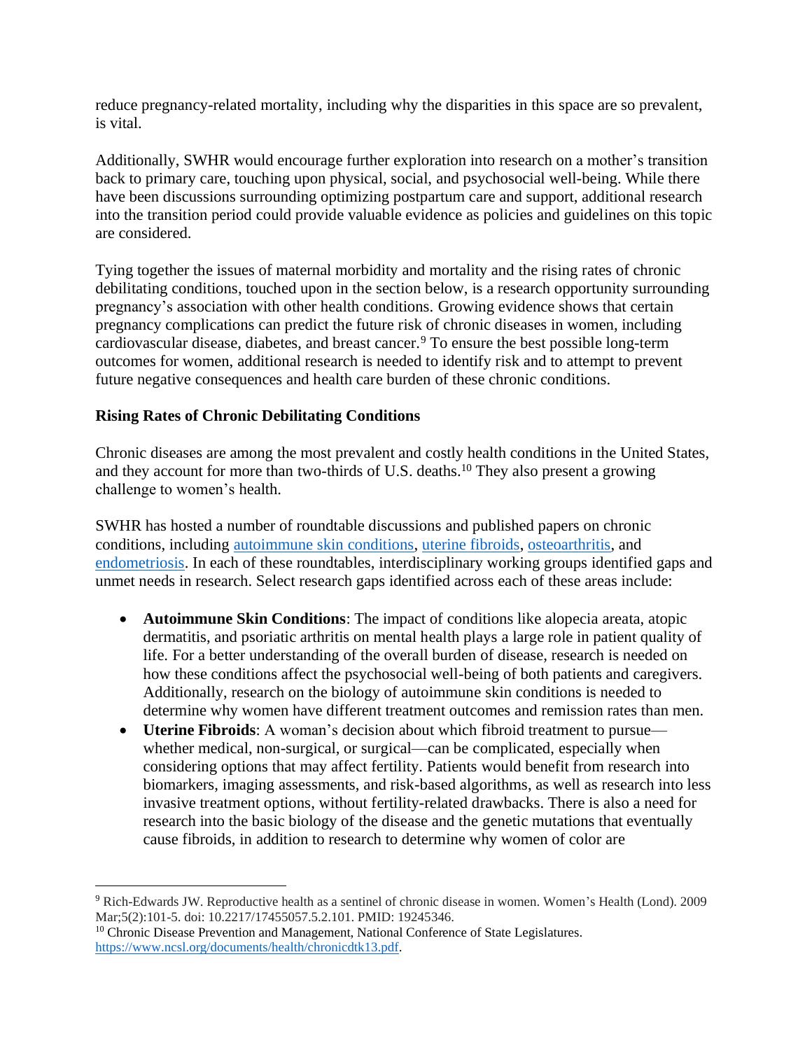reduce pregnancy-related mortality, including why the disparities in this space are so prevalent, is vital.

Additionally, SWHR would encourage further exploration into research on a mother's transition back to primary care, touching upon physical, social, and psychosocial well-being. While there have been discussions surrounding optimizing postpartum care and support, additional research into the transition period could provide valuable evidence as policies and guidelines on this topic are considered.

Tying together the issues of maternal morbidity and mortality and the rising rates of chronic debilitating conditions, touched upon in the section below, is a research opportunity surrounding pregnancy's association with other health conditions. Growing evidence shows that certain pregnancy complications can predict the future risk of chronic diseases in women, including cardiovascular disease, diabetes, and breast cancer.[9] To ensure the best possible long-term outcomes for women, additional research is needed to identify risk and to attempt to prevent future negative consequences and health care burden of these chronic conditions.

**Rising Rates of Chronic Debilitating Conditions**

Chronic diseases are among the most prevalent and costly health conditions in the United States, and they account for more than two-thirds of U.S. deaths.[10] They also present a growing challenge to women's health.

SWHR has hosted a number of roundtable discussions and published papers on chronic conditions, including autoimmune skin conditions, uterine fibroids, osteoarthritis, and endometriosis. In each of these roundtables, interdisciplinary working groups identified gaps and unmet needs in research. Select research gaps identified across each of these areas include:

- **Autoimmune Skin Conditions**: The impact of conditions like alopecia areata, atopic dermatitis, and psoriatic arthritis on mental health plays a large role in patient quality of life. For a better understanding of the overall burden of disease, research is needed on how these conditions affect the psychosocial well-being of both patients and caregivers. Additionally, research on the biology of autoimmune skin conditions is needed to determine why women have different treatment outcomes and remission rates than men.
- **Uterine Fibroids**: A woman's decision about which fibroid treatment to pursue—whether medical, non-surgical, or surgical—can be complicated, especially when considering options that may affect fertility. Patients would benefit from research into biomarkers, imaging assessments, and risk-based algorithms, as well as research into less invasive treatment options, without fertility-related drawbacks. There is also a need for research into the basic biology of the disease and the genetic mutations that eventually cause fibroids, in addition to research to determine why women of color are

---

[9] Rich-Edwards JW. Reproductive health as a sentinel of chronic disease in women. Women's Health (Lond). 2009 Mar;5(2):101-5. doi: 10.2217/17455057.5.2.101. PMID: 19245346.

[10] Chronic Disease Prevention and Management, National Conference of State Legislatures. https://www.ncsl.org/documents/health/chronicdtk13.pdf.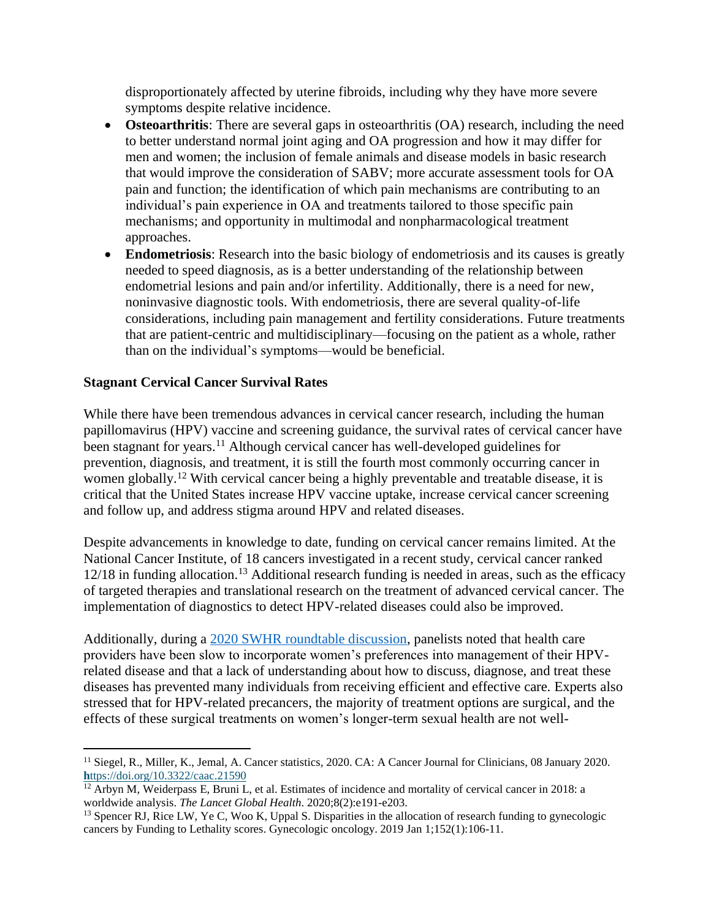disproportionately affected by uterine fibroids, including why they have more severe symptoms despite relative incidence.

- **Osteoarthritis**: There are several gaps in osteoarthritis (OA) research, including the need to better understand normal joint aging and OA progression and how it may differ for men and women; the inclusion of female animals and disease models in basic research that would improve the consideration of SABV; more accurate assessment tools for OA pain and function; the identification of which pain mechanisms are contributing to an individual's pain experience in OA and treatments tailored to those specific pain mechanisms; and opportunity in multimodal and nonpharmacological treatment approaches.
- **Endometriosis**: Research into the basic biology of endometriosis and its causes is greatly needed to speed diagnosis, as is a better understanding of the relationship between endometrial lesions and pain and/or infertility. Additionally, there is a need for new, noninvasive diagnostic tools. With endometriosis, there are several quality-of-life considerations, including pain management and fertility considerations. Future treatments that are patient-centric and multidisciplinary—focusing on the patient as a whole, rather than on the individual's symptoms—would be beneficial.

**Stagnant Cervical Cancer Survival Rates**

While there have been tremendous advances in cervical cancer research, including the human papillomavirus (HPV) vaccine and screening guidance, the survival rates of cervical cancer have been stagnant for years.[11] Although cervical cancer has well-developed guidelines for prevention, diagnosis, and treatment, it is still the fourth most commonly occurring cancer in women globally.[12] With cervical cancer being a highly preventable and treatable disease, it is critical that the United States increase HPV vaccine uptake, increase cervical cancer screening and follow up, and address stigma around HPV and related diseases.

Despite advancements in knowledge to date, funding on cervical cancer remains limited. At the National Cancer Institute, of 18 cancers investigated in a recent study, cervical cancer ranked 12/18 in funding allocation.[13] Additional research funding is needed in areas, such as the efficacy of targeted therapies and translational research on the treatment of advanced cervical cancer. The implementation of diagnostics to detect HPV-related diseases could also be improved.

Additionally, during a 2020 SWHR roundtable discussion, panelists noted that health care providers have been slow to incorporate women's preferences into management of their HPV-related disease and that a lack of understanding about how to discuss, diagnose, and treat these diseases has prevented many individuals from receiving efficient and effective care. Experts also stressed that for HPV-related precancers, the majority of treatment options are surgical, and the effects of these surgical treatments on women's longer-term sexual health are not well-

---

[11] Siegel, R., Miller, K., Jemal, A. Cancer statistics, 2020. CA: A Cancer Journal for Clinicians, 08 January 2020. https://doi.org/10.3322/caac.21590

[12] Arbyn M, Weiderpass E, Bruni L, et al. Estimates of incidence and mortality of cervical cancer in 2018: a worldwide analysis. *The Lancet Global Health*. 2020;8(2):e191-e203.

[13] Spencer RJ, Rice LW, Ye C, Woo K, Uppal S. Disparities in the allocation of research funding to gynecologic cancers by Funding to Lethality scores. Gynecologic oncology. 2019 Jan 1;152(1):106-11.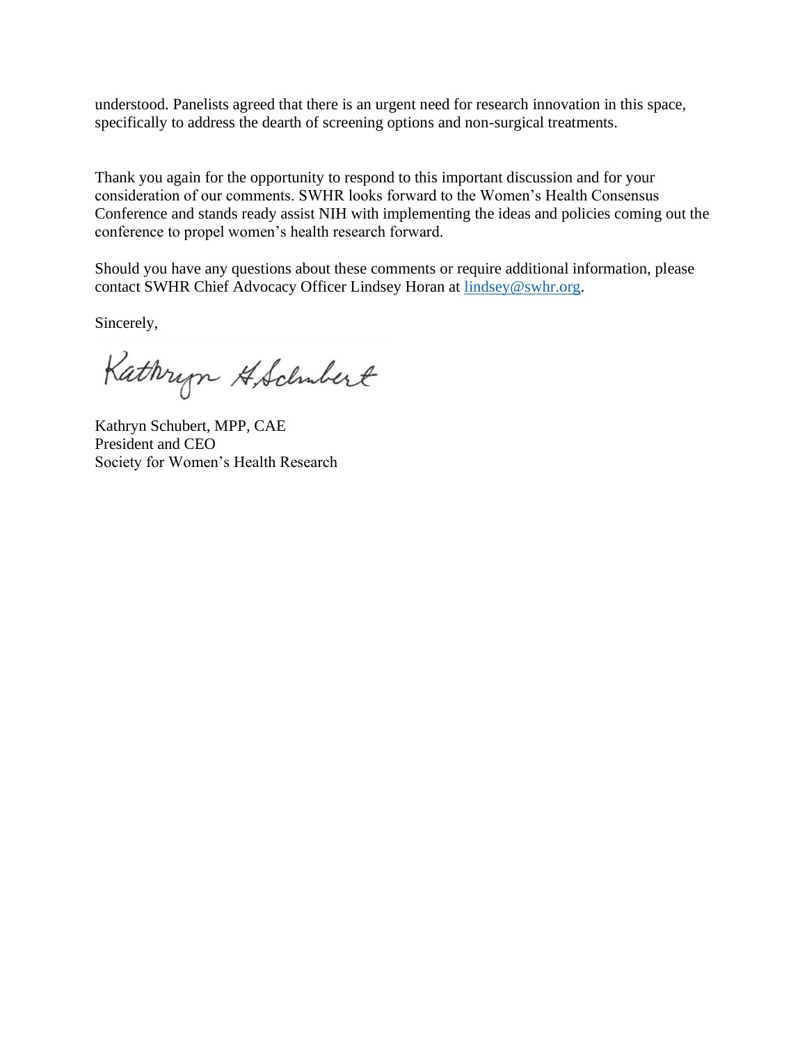understood. Panelists agreed that there is an urgent need for research innovation in this space, specifically to address the dearth of screening options and non-surgical treatments.

Thank you again for the opportunity to respond to this important discussion and for your consideration of our comments. SWHR looks forward to the Women's Health Consensus Conference and stands ready assist NIH with implementing the ideas and policies coming out the conference to propel women's health research forward.

Should you have any questions about these comments or require additional information, please contact SWHR Chief Advocacy Officer Lindsey Horan at [lindsey@swhr.org](mailto:lindsey@swhr.org).

Sincerely,

Kathryn H. Schubert

Kathryn Schubert, MPP, CAE
President and CEO
Society for Women's Health Research